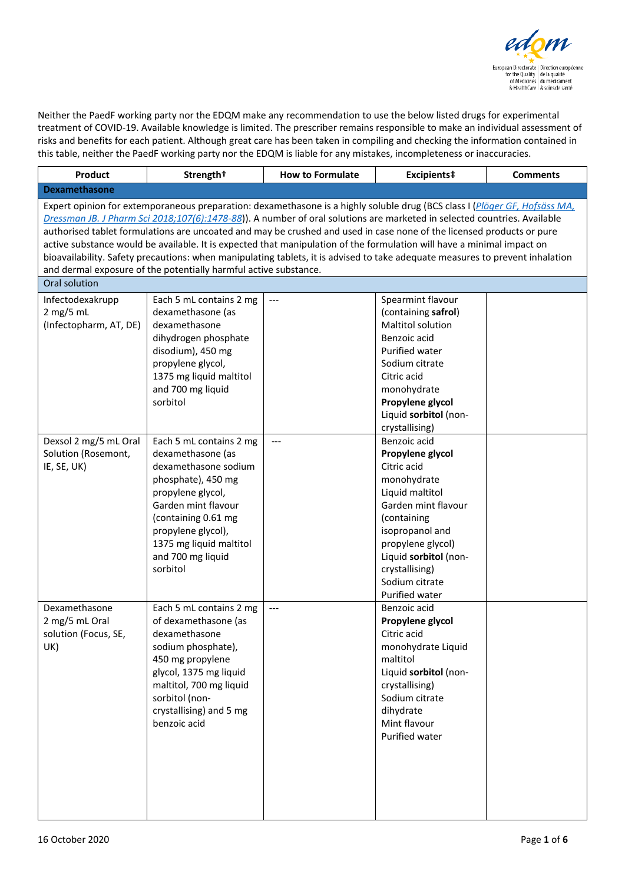Neither the PaedF working party nor the EDQM make any recommendation to use the below listed drugs for experimental treatment of COVID-19. Available knowledge is limited. The prescriber remains responsible to make an individual assessment of risks and benefits for each patient. Although great care has been taken in compiling and checking the information contained in this table, neither the PaedF working party nor the EDQM is liable for any mistakes, incompleteness or inaccuracies.

| Product | Strength† | How to Formulate | Excipients‡ | Comments |
|---|---|---|---|---|
| **Dexamethasone** | | | | |
| Expert opinion for extemporaneous preparation: dexamethasone is a highly soluble drug (BCS class I (Plöger GF, Hofsäss MA, Dressman JB. J Pharm Sci 2018;107(6):1478-88)). A number of oral solutions are marketed in selected countries. Available authorised tablet formulations are uncoated and may be crushed and used in case none of the licensed products or pure active substance would be available. It is expected that manipulation of the formulation will have a minimal impact on bioavailability. Safety precautions: when manipulating tablets, it is advised to take adequate measures to prevent inhalation and dermal exposure of the potentially harmful active substance. | | | | |
| Oral solution | | | | |
| Infectodexakrupp 2 mg/5 mL (Infectopharm, AT, DE) | Each 5 mL contains 2 mg dexamethasone (as dexamethasone dihydrogen phosphate disodium), 450 mg propylene glycol, 1375 mg liquid maltitol and 700 mg liquid sorbitol | --- | Spearmint flavour (containing **safrol**)<br>Maltitol solution<br>Benzoic acid<br>Purified water<br>Sodium citrate<br>Citric acid monohydrate<br>**Propylene glycol**<br>Liquid **sorbitol** (non-crystallising) | |
| Dexsol 2 mg/5 mL Oral Solution (Rosemont, IE, SE, UK) | Each 5 mL contains 2 mg dexamethasone (as dexamethasone sodium phosphate), 450 mg propylene glycol, Garden mint flavour (containing 0.61 mg propylene glycol), 1375 mg liquid maltitol and 700 mg liquid sorbitol | --- | Benzoic acid<br>**Propylene glycol**<br>Citric acid monohydrate<br>Liquid maltitol<br>Garden mint flavour (containing isopropanol and propylene glycol)<br>Liquid **sorbitol** (non-crystallising)<br>Sodium citrate<br>Purified water | |
| Dexamethasone 2 mg/5 mL Oral solution (Focus, SE, UK) | Each 5 mL contains 2 mg of dexamethasone (as dexamethasone sodium phosphate), 450 mg propylene glycol, 1375 mg liquid maltitol, 700 mg liquid sorbitol (non-crystallising) and 5 mg benzoic acid | --- | Benzoic acid<br>**Propylene glycol**<br>Citric acid monohydrate Liquid maltitol<br>Liquid **sorbitol** (non-crystallising)<br>Sodium citrate dihydrate<br>Mint flavour<br>Purified water | |

16 October 2020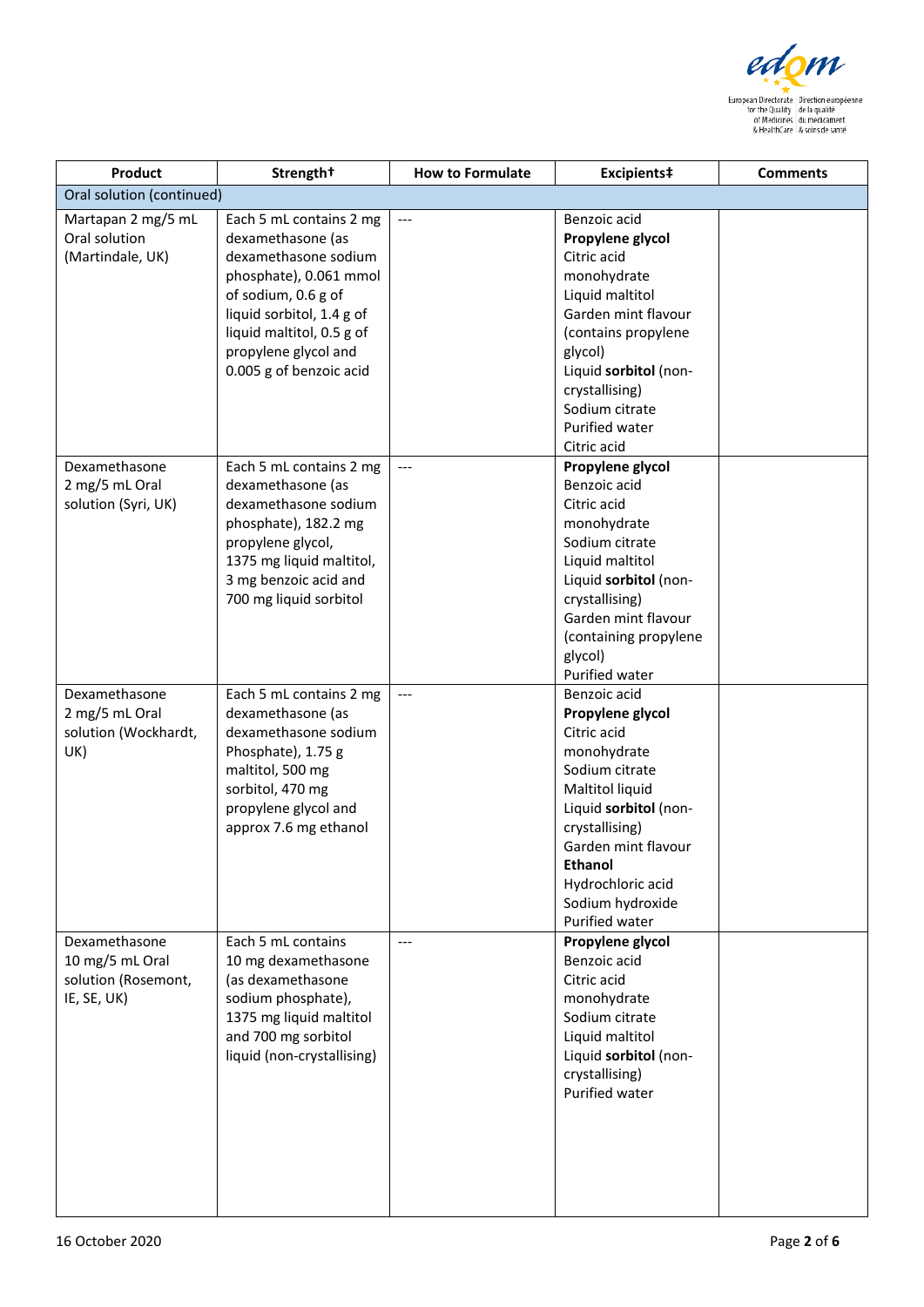| Product | Strength† | How to Formulate | Excipients‡ | Comments |
|---|---|---|---|---|
| Oral solution (continued) | | | | |
| Martapan 2 mg/5 mL Oral solution (Martindale, UK) | Each 5 mL contains 2 mg dexamethasone (as dexamethasone sodium phosphate), 0.061 mmol of sodium, 0.6 g of liquid sorbitol, 1.4 g of liquid maltitol, 0.5 g of propylene glycol and 0.005 g of benzoic acid | --- | Benzoic acid<br>**Propylene glycol**<br>Citric acid monohydrate<br>Liquid maltitol<br>Garden mint flavour (contains propylene glycol)<br>Liquid **sorbitol** (non-crystallising)<br>Sodium citrate<br>Purified water<br>Citric acid | |
| Dexamethasone 2 mg/5 mL Oral solution (Syri, UK) | Each 5 mL contains 2 mg dexamethasone (as dexamethasone sodium phosphate), 182.2 mg propylene glycol, 1375 mg liquid maltitol, 3 mg benzoic acid and 700 mg liquid sorbitol | --- | **Propylene glycol**<br>Benzoic acid<br>Citric acid monohydrate<br>Sodium citrate<br>Liquid maltitol<br>Liquid **sorbitol** (non-crystallising)<br>Garden mint flavour (containing propylene glycol)<br>Purified water | |
| Dexamethasone 2 mg/5 mL Oral solution (Wockhardt, UK) | Each 5 mL contains 2 mg dexamethasone (as dexamethasone sodium Phosphate), 1.75 g maltitol, 500 mg sorbitol, 470 mg propylene glycol and approx 7.6 mg ethanol | --- | Benzoic acid<br>**Propylene glycol**<br>Citric acid monohydrate<br>Sodium citrate<br>Maltitol liquid<br>Liquid **sorbitol** (non-crystallising)<br>Garden mint flavour<br>**Ethanol**<br>Hydrochloric acid<br>Sodium hydroxide<br>Purified water | |
| Dexamethasone 10 mg/5 mL Oral solution (Rosemont, IE, SE, UK) | Each 5 mL contains 10 mg dexamethasone (as dexamethasone sodium phosphate), 1375 mg liquid maltitol and 700 mg sorbitol liquid (non-crystallising) | --- | **Propylene glycol**<br>Benzoic acid<br>Citric acid monohydrate<br>Sodium citrate<br>Liquid maltitol<br>Liquid **sorbitol** (non-crystallising)<br>Purified water | |

16 October 2020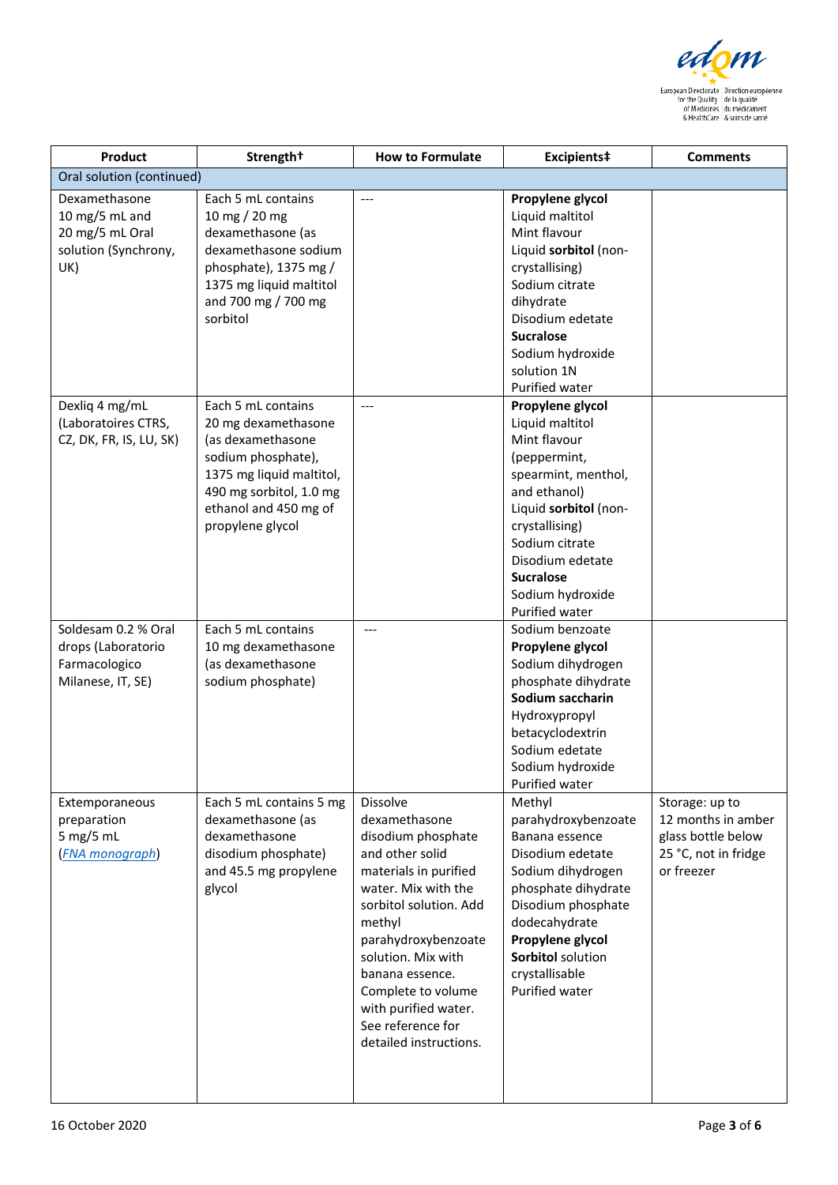| Product | Strength† | How to Formulate | Excipients‡ | Comments |
|---|---|---|---|---|
| Oral solution (continued) | | | | |
| Dexamethasone 10 mg/5 mL and 20 mg/5 mL Oral solution (Synchrony, UK) | Each 5 mL contains 10 mg / 20 mg dexamethasone (as dexamethasone sodium phosphate), 1375 mg / 1375 mg liquid maltitol and 700 mg / 700 mg sorbitol | --- | **Propylene glycol**<br>Liquid maltitol<br>Mint flavour<br>Liquid **sorbitol** (non-crystallising)<br>Sodium citrate dihydrate<br>Disodium edetate<br>**Sucralose**<br>Sodium hydroxide solution 1N<br>Purified water | |
| Dexliq 4 mg/mL (Laboratoires CTRS, CZ, DK, FR, IS, LU, SK) | Each 5 mL contains 20 mg dexamethasone (as dexamethasone sodium phosphate), 1375 mg liquid maltitol, 490 mg sorbitol, 1.0 mg ethanol and 450 mg of propylene glycol | --- | **Propylene glycol**<br>Liquid maltitol<br>Mint flavour (peppermint, spearmint, menthol, and ethanol)<br>Liquid **sorbitol** (non-crystallising)<br>Sodium citrate<br>Disodium edetate<br>**Sucralose**<br>Sodium hydroxide<br>Purified water | |
| Soldesam 0.2 % Oral drops (Laboratorio Farmacologico Milanese, IT, SE) | Each 5 mL contains 10 mg dexamethasone (as dexamethasone sodium phosphate) | --- | Sodium benzoate<br>**Propylene glycol**<br>Sodium dihydrogen phosphate dihydrate<br>**Sodium saccharin**<br>Hydroxypropyl betacyclodextrin<br>Sodium edetate<br>Sodium hydroxide<br>Purified water | |
| Extemporaneous preparation 5 mg/5 mL (*FNA monograph*) | Each 5 mL contains 5 mg dexamethasone (as dexamethasone disodium phosphate) and 45.5 mg propylene glycol | Dissolve dexamethasone disodium phosphate and other solid materials in purified water. Mix with the sorbitol solution. Add methyl parahydroxybenzoate solution. Mix with banana essence. Complete to volume with purified water. See reference for detailed instructions. | Methyl parahydroxybenzoate<br>Banana essence<br>Disodium edetate<br>Sodium dihydrogen phosphate dihydrate<br>Disodium phosphate dodecahydrate<br>**Propylene glycol**<br>**Sorbitol** solution crystallisable<br>Purified water | Storage: up to 12 months in amber glass bottle below 25 °C, not in fridge or freezer |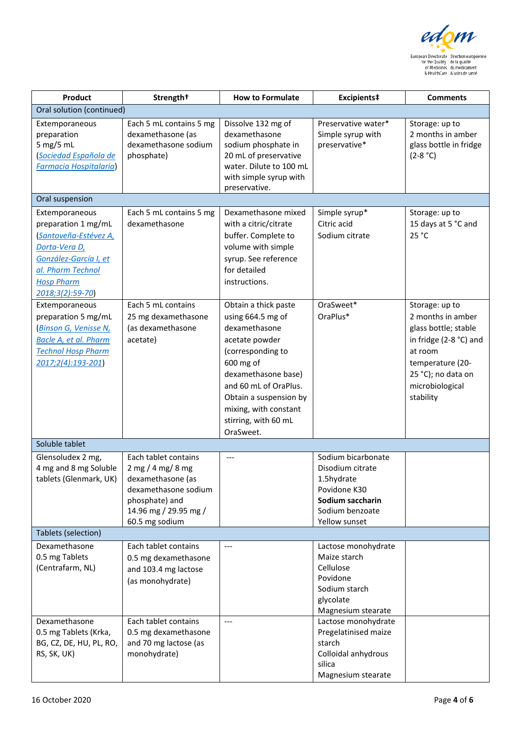| Product | Strength† | How to Formulate | Excipients‡ | Comments |
|---|---|---|---|---|
| Oral solution (continued) | | | | |
| Extemporaneous preparation 5 mg/5 mL (Sociedad Española de Farmacia Hospitalaria) | Each 5 mL contains 5 mg dexamethasone (as dexamethasone sodium phosphate) | Dissolve 132 mg of dexamethasone sodium phosphate in 20 mL of preservative water. Dilute to 100 mL with simple syrup with preservative. | Preservative water*<br>Simple syrup with preservative* | Storage: up to 2 months in amber glass bottle in fridge (2-8 °C) |
| Oral suspension | | | | |
| Extemporaneous preparation 1 mg/mL (Santoveña-Estévez A, Dorta-Vera D, González-García I, et al. Pharm Technol Hosp Pharm 2018;3(2):59-70) | Each 5 mL contains 5 mg dexamethasone | Dexamethasone mixed with a citric/citrate buffer. Complete to volume with simple syrup. See reference for detailed instructions. | Simple syrup*<br>Citric acid<br>Sodium citrate | Storage: up to 15 days at 5 °C and 25 °C |
| Extemporaneous preparation 5 mg/mL (Binson G, Venisse N, Bacle A, et al. Pharm Technol Hosp Pharm 2017;2(4):193-201) | Each 5 mL contains 25 mg dexamethasone (as dexamethasone acetate) | Obtain a thick paste using 664.5 mg of dexamethasone acetate powder (corresponding to 600 mg of dexamethasone base) and 60 mL of OraPlus. Obtain a suspension by mixing, with constant stirring, with 60 mL OraSweet. | OraSweet*<br>OraPlus* | Storage: up to 2 months in amber glass bottle; stable in fridge (2-8 °C) and at room temperature (20-25 °C); no data on microbiological stability |
| Soluble tablet | | | | |
| Glensoludex 2 mg, 4 mg and 8 mg Soluble tablets (Glenmark, UK) | Each tablet contains 2 mg / 4 mg/ 8 mg dexamethasone (as dexamethasone sodium phosphate) and 14.96 mg / 29.95 mg / 60.5 mg sodium | --- | Sodium bicarbonate<br>Disodium citrate 1.5hydrate<br>Povidone K30<br>**Sodium saccharin**<br>Sodium benzoate<br>Yellow sunset | |
| Tablets (selection) | | | | |
| Dexamethasone 0.5 mg Tablets (Centrafarm, NL) | Each tablet contains 0.5 mg dexamethasone and 103.4 mg lactose (as monohydrate) | --- | Lactose monohydrate<br>Maize starch<br>Cellulose<br>Povidone<br>Sodium starch glycolate<br>Magnesium stearate | |
| Dexamethasone 0.5 mg Tablets (Krka, BG, CZ, DE, HU, PL, RO, RS, SK, UK) | Each tablet contains 0.5 mg dexamethasone and 70 mg lactose (as monohydrate) | --- | Lactose monohydrate<br>Pregelatinised maize starch<br>Colloidal anhydrous silica<br>Magnesium stearate | |

16 October 2020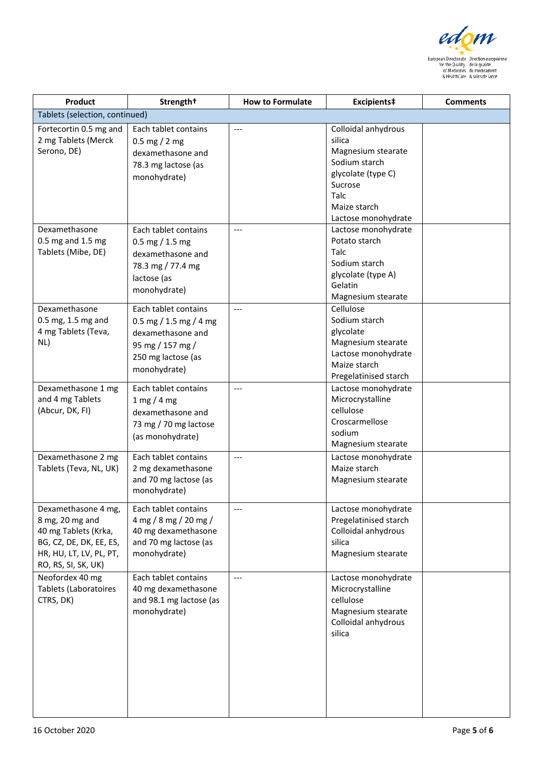| Product | Strength† | How to Formulate | Excipients‡ | Comments |
|---|---|---|---|---|
| Tablets (selection, continued) | | | | |
| Fortecortin 0.5 mg and 2 mg Tablets (Merck Serono, DE) | Each tablet contains 0.5 mg / 2 mg dexamethasone and 78.3 mg lactose (as monohydrate) | --- | Colloidal anhydrous silica<br>Magnesium stearate<br>Sodium starch glycolate (type C)<br>Sucrose<br>Talc<br>Maize starch<br>Lactose monohydrate | |
| Dexamethasone 0.5 mg and 1.5 mg Tablets (Mibe, DE) | Each tablet contains 0.5 mg / 1.5 mg dexamethasone and 78.3 mg / 77.4 mg lactose (as monohydrate) | --- | Lactose monohydrate<br>Potato starch<br>Talc<br>Sodium starch glycolate (type A)<br>Gelatin<br>Magnesium stearate | |
| Dexamethasone 0.5 mg, 1.5 mg and 4 mg Tablets (Teva, NL) | Each tablet contains 0.5 mg / 1.5 mg / 4 mg dexamethasone and 95 mg / 157 mg / 250 mg lactose (as monohydrate) | --- | Cellulose<br>Sodium starch glycolate<br>Magnesium stearate<br>Lactose monohydrate<br>Maize starch<br>Pregelatinised starch | |
| Dexamethasone 1 mg and 4 mg Tablets (Abcur, DK, FI) | Each tablet contains 1 mg / 4 mg dexamethasone and 73 mg / 70 mg lactose (as monohydrate) | --- | Lactose monohydrate<br>Microcrystalline cellulose<br>Croscarmellose sodium<br>Magnesium stearate | |
| Dexamethasone 2 mg Tablets (Teva, NL, UK) | Each tablet contains 2 mg dexamethasone and 70 mg lactose (as monohydrate) | --- | Lactose monohydrate<br>Maize starch<br>Magnesium stearate | |
| Dexamethasone 4 mg, 8 mg, 20 mg and 40 mg Tablets (Krka, BG, CZ, DE, DK, EE, ES, HR, HU, LT, LV, PL, PT, RO, RS, SI, SK, UK) | Each tablet contains 4 mg / 8 mg / 20 mg / 40 mg dexamethasone and 70 mg lactose (as monohydrate) | --- | Lactose monohydrate<br>Pregelatinised starch<br>Colloidal anhydrous silica<br>Magnesium stearate | |
| Neofordex 40 mg Tablets (Laboratoires CTRS, DK) | Each tablet contains 40 mg dexamethasone and 98.1 mg lactose (as monohydrate) | --- | Lactose monohydrate<br>Microcrystalline cellulose<br>Magnesium stearate<br>Colloidal anhydrous silica | |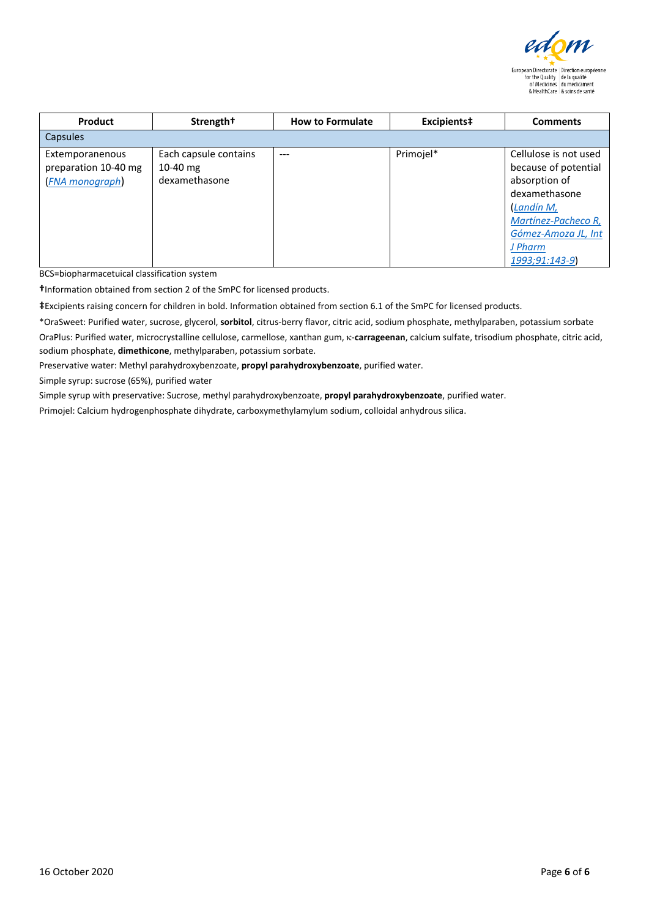| Product | Strength† | How to Formulate | Excipients‡ | Comments |
|---|---|---|---|---|
| Capsules | | | | |
| Extemporanenous preparation 10-40 mg (*FNA monograph*) | Each capsule contains 10-40 mg dexamethasone | --- | Primojel* | Cellulose is not used because of potential absorption of dexamethasone (*Landín M, Martínez-Pacheco R, Gómez-Amoza JL, Int J Pharm 1993;91:143-9*) |

BCS=biopharmacetuical classification system

†Information obtained from section 2 of the SmPC for licensed products.

‡Excipients raising concern for children in bold. Information obtained from section 6.1 of the SmPC for licensed products.

*OraSweet: Purified water, sucrose, glycerol, **sorbitol**, citrus-berry flavor, citric acid, sodium phosphate, methylparaben, potassium sorbate

OraPlus: Purified water, microcrystalline cellulose, carmellose, xanthan gum, κ-**carrageenan**, calcium sulfate, trisodium phosphate, citric acid, sodium phosphate, **dimethicone**, methylparaben, potassium sorbate.

Preservative water: Methyl parahydroxybenzoate, **propyl parahydroxybenzoate**, purified water.

Simple syrup: sucrose (65%), purified water

Simple syrup with preservative: Sucrose, methyl parahydroxybenzoate, **propyl parahydroxybenzoate**, purified water.

Primojel: Calcium hydrogenphosphate dihydrate, carboxymethylamylum sodium, colloidal anhydrous silica.